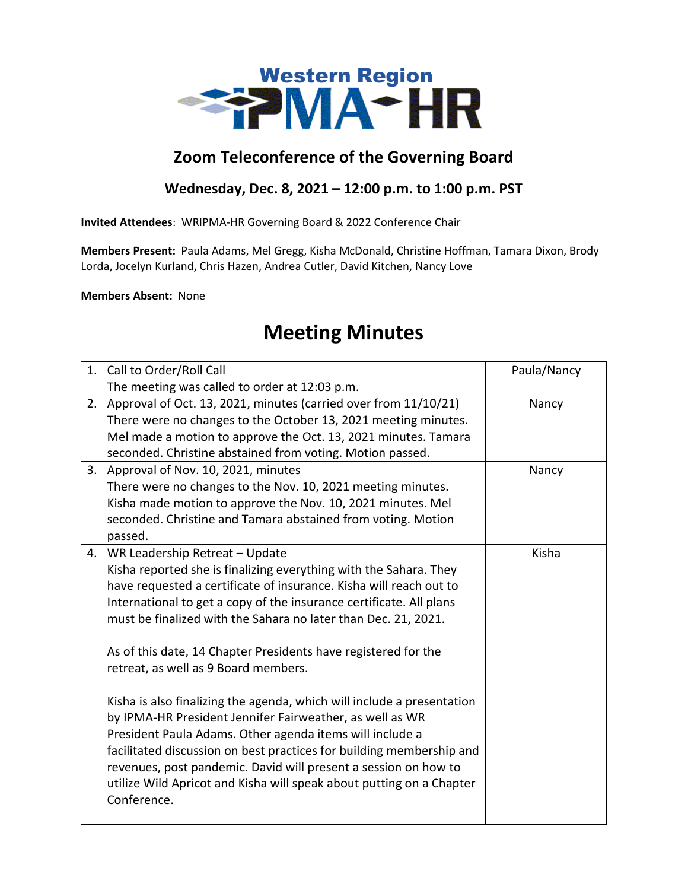# Western Region IPMA-HR

## Zoom Teleconference of the Governing Board

### Wednesday, Dec. 8, 2021 – 12:00 p.m. to 1:00 p.m. PST

**Invited Attendees**: WRIPMA-HR Governing Board & 2022 Conference Chair

**Members Present:** Paula Adams, Mel Gregg, Kisha McDonald, Christine Hoffman, Tamara Dixon, Brody Lorda, Jocelyn Kurland, Chris Hazen, Andrea Cutler, David Kitchen, Nancy Love

**Members Absent:** None

# Meeting Minutes

| | |
|---|---|
| 1. Call to Order/Roll Call<br>The meeting was called to order at 12:03 p.m. | Paula/Nancy |
| 2. Approval of Oct. 13, 2021, minutes (carried over from 11/10/21)<br>There were no changes to the October 13, 2021 meeting minutes. Mel made a motion to approve the Oct. 13, 2021 minutes. Tamara seconded. Christine abstained from voting. Motion passed. | Nancy |
| 3. Approval of Nov. 10, 2021, minutes<br>There were no changes to the Nov. 10, 2021 meeting minutes. Kisha made motion to approve the Nov. 10, 2021 minutes. Mel seconded. Christine and Tamara abstained from voting. Motion passed. | Nancy |
| 4. WR Leadership Retreat – Update<br>Kisha reported she is finalizing everything with the Sahara. They have requested a certificate of insurance. Kisha will reach out to International to get a copy of the insurance certificate. All plans must be finalized with the Sahara no later than Dec. 21, 2021.<br><br>As of this date, 14 Chapter Presidents have registered for the retreat, as well as 9 Board members.<br><br>Kisha is also finalizing the agenda, which will include a presentation by IPMA-HR President Jennifer Fairweather, as well as WR President Paula Adams. Other agenda items will include a facilitated discussion on best practices for building membership and revenues, post pandemic. David will present a session on how to utilize Wild Apricot and Kisha will speak about putting on a Chapter Conference. | Kisha |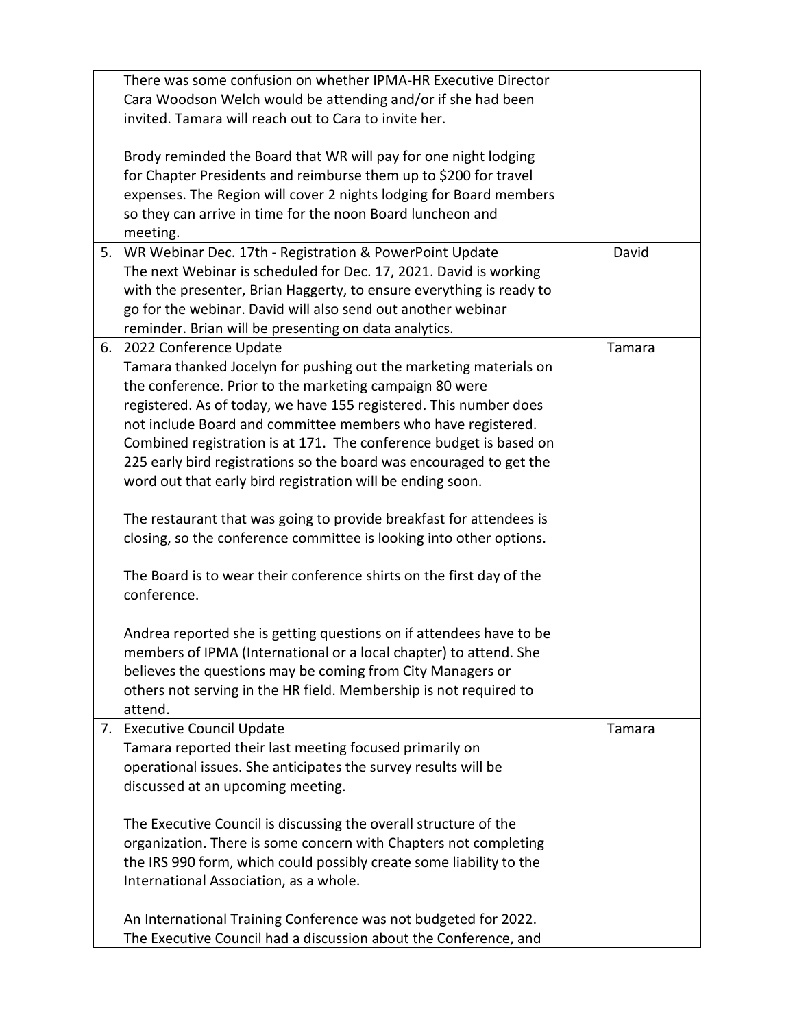| | |
|---|---|
| There was some confusion on whether IPMA-HR Executive Director Cara Woodson Welch would be attending and/or if she had been invited. Tamara will reach out to Cara to invite her.<br><br>Brody reminded the Board that WR will pay for one night lodging for Chapter Presidents and reimburse them up to $200 for travel expenses. The Region will cover 2 nights lodging for Board members so they can arrive in time for the noon Board luncheon and meeting. | |
| 5. WR Webinar Dec. 17th - Registration & PowerPoint Update<br>The next Webinar is scheduled for Dec. 17, 2021. David is working with the presenter, Brian Haggerty, to ensure everything is ready to go for the webinar. David will also send out another webinar reminder. Brian will be presenting on data analytics. | David |
| 6. 2022 Conference Update<br>Tamara thanked Jocelyn for pushing out the marketing materials on the conference. Prior to the marketing campaign 80 were registered. As of today, we have 155 registered. This number does not include Board and committee members who have registered. Combined registration is at 171. The conference budget is based on 225 early bird registrations so the board was encouraged to get the word out that early bird registration will be ending soon.<br><br>The restaurant that was going to provide breakfast for attendees is closing, so the conference committee is looking into other options.<br><br>The Board is to wear their conference shirts on the first day of the conference.<br><br>Andrea reported she is getting questions on if attendees have to be members of IPMA (International or a local chapter) to attend. She believes the questions may be coming from City Managers or others not serving in the HR field. Membership is not required to attend. | Tamara |
| 7. Executive Council Update<br>Tamara reported their last meeting focused primarily on operational issues. She anticipates the survey results will be discussed at an upcoming meeting.<br><br>The Executive Council is discussing the overall structure of the organization. There is some concern with Chapters not completing the IRS 990 form, which could possibly create some liability to the International Association, as a whole.<br><br>An International Training Conference was not budgeted for 2022. The Executive Council had a discussion about the Conference, and | Tamara |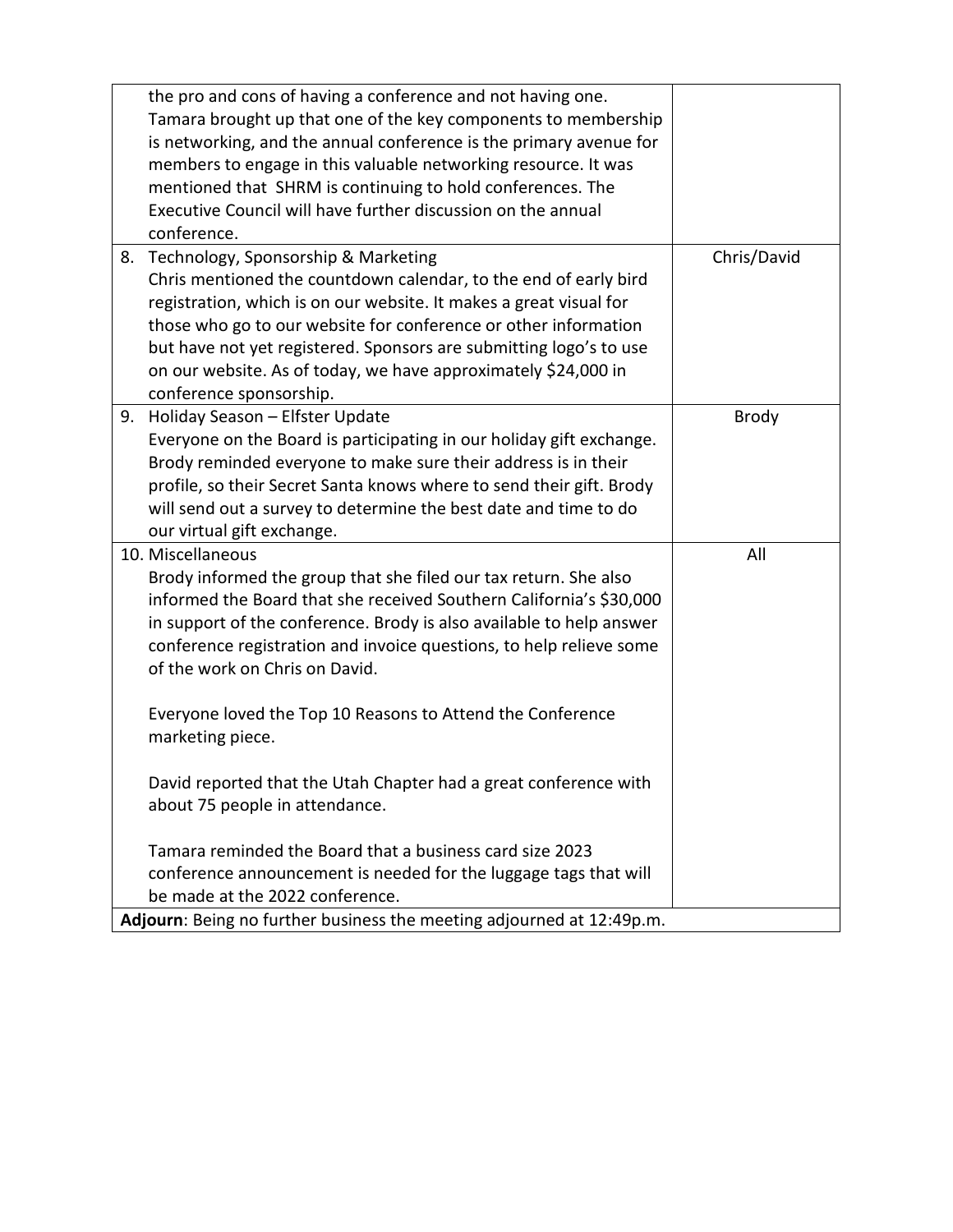| | |
|---|---|
| the pro and cons of having a conference and not having one. Tamara brought up that one of the key components to membership is networking, and the annual conference is the primary avenue for members to engage in this valuable networking resource. It was mentioned that SHRM is continuing to hold conferences. The Executive Council will have further discussion on the annual conference. | |
| 8. Technology, Sponsorship & Marketing<br>Chris mentioned the countdown calendar, to the end of early bird registration, which is on our website. It makes a great visual for those who go to our website for conference or other information but have not yet registered. Sponsors are submitting logo's to use on our website. As of today, we have approximately $24,000 in conference sponsorship. | Chris/David |
| 9. Holiday Season – Elfster Update<br>Everyone on the Board is participating in our holiday gift exchange. Brody reminded everyone to make sure their address is in their profile, so their Secret Santa knows where to send their gift. Brody will send out a survey to determine the best date and time to do our virtual gift exchange. | Brody |
| 10. Miscellaneous<br>Brody informed the group that she filed our tax return. She also informed the Board that she received Southern California's $30,000 in support of the conference. Brody is also available to help answer conference registration and invoice questions, to help relieve some of the work on Chris on David.<br><br>Everyone loved the Top 10 Reasons to Attend the Conference marketing piece.<br><br>David reported that the Utah Chapter had a great conference with about 75 people in attendance.<br><br>Tamara reminded the Board that a business card size 2023 conference announcement is needed for the luggage tags that will be made at the 2022 conference. | All |
| **Adjourn**: Being no further business the meeting adjourned at 12:49p.m. | |